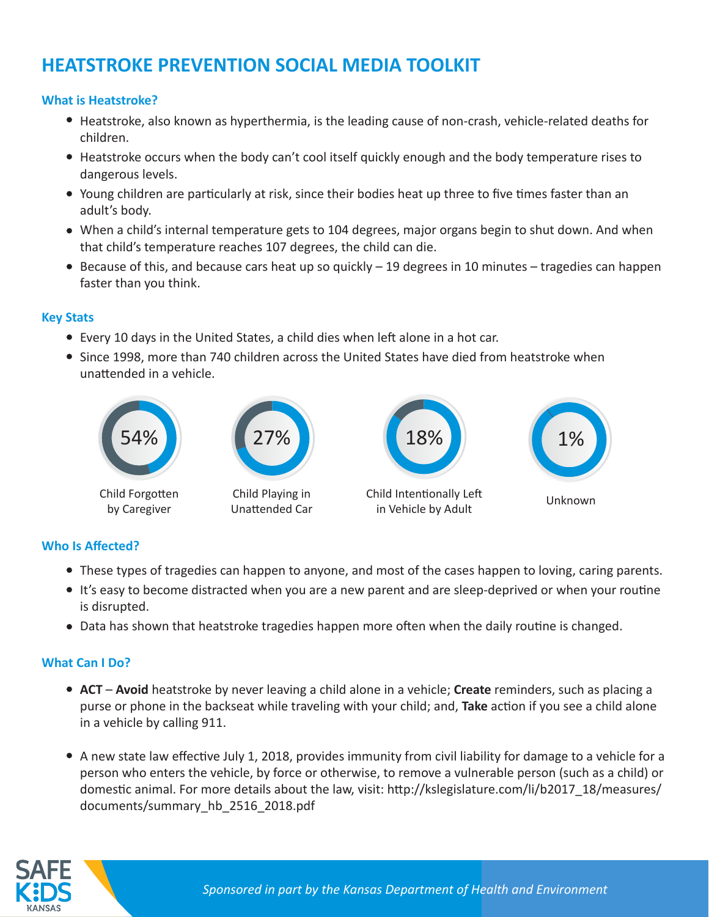# HEATSTROKE PREVENTION SOCIAL MEDIA TOOLKIT

## What is Heatstroke?

- Heatstroke, also known as hyperthermia, is the leading cause of non-crash, vehicle-related deaths for children.
- Heatstroke occurs when the body can't cool itself quickly enough and the body temperature rises to dangerous levels.
- Young children are particularly at risk, since their bodies heat up three to five times faster than an adult's body.
- When a child's internal temperature gets to 104 degrees, major organs begin to shut down. And when that child's temperature reaches 107 degrees, the child can die.
- Because of this, and because cars heat up so quickly – 19 degrees in 10 minutes – tragedies can happen faster than you think.

## Key Stats

- Every 10 days in the United States, a child dies when left alone in a hot car.
- Since 1998, more than 740 children across the United States have died from heatstroke when unattended in a vehicle.

| 54% | 27% | 18% | 1% |
|---|---|---|---|
| Child Forgotten by Caregiver | Child Playing in Unattended Car | Child Intentionally Left in Vehicle by Adult | Unknown |

## Who Is Affected?

- These types of tragedies can happen to anyone, and most of the cases happen to loving, caring parents.
- It's easy to become distracted when you are a new parent and are sleep-deprived or when your routine is disrupted.
- Data has shown that heatstroke tragedies happen more often when the daily routine is changed.

## What Can I Do?

- **ACT** – **Avoid** heatstroke by never leaving a child alone in a vehicle; **Create** reminders, such as placing a purse or phone in the backseat while traveling with your child; and, **Take** action if you see a child alone in a vehicle by calling 911.
- A new state law effective July 1, 2018, provides immunity from civil liability for damage to a vehicle for a person who enters the vehicle, by force or otherwise, to remove a vulnerable person (such as a child) or domestic animal. For more details about the law, visit: http://kslegislature.com/li/b2017_18/measures/documents/summary_hb_2516_2018.pdf

*Sponsored in part by the Kansas Department of Health and Environment*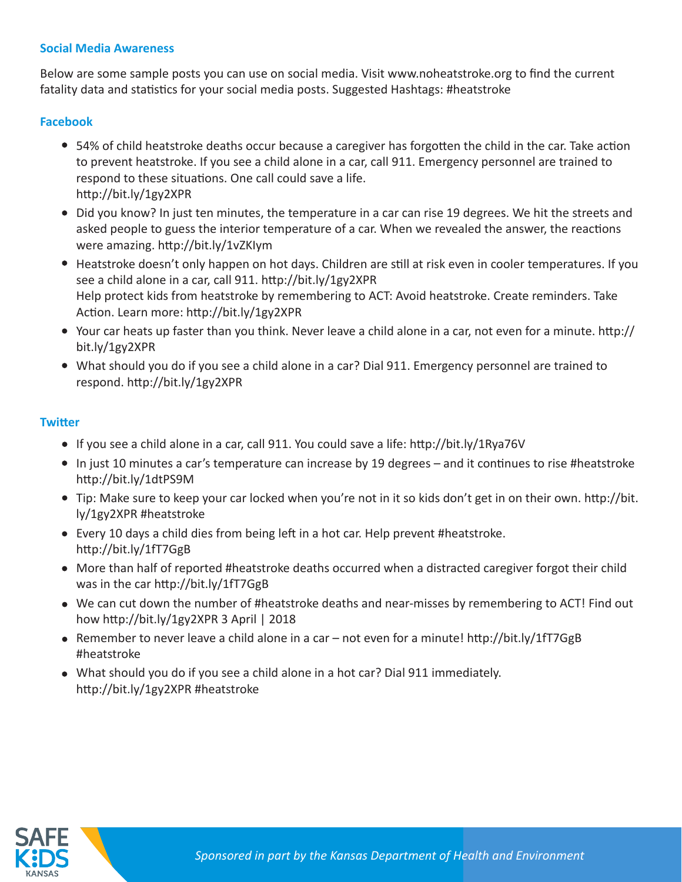## Social Media Awareness

Below are some sample posts you can use on social media. Visit www.noheatstroke.org to find the current fatality data and statistics for your social media posts. Suggested Hashtags: #heatstroke

### Facebook

- 54% of child heatstroke deaths occur because a caregiver has forgotten the child in the car. Take action to prevent heatstroke. If you see a child alone in a car, call 911. Emergency personnel are trained to respond to these situations. One call could save a life. http://bit.ly/1gy2XPR
- Did you know? In just ten minutes, the temperature in a car can rise 19 degrees. We hit the streets and asked people to guess the interior temperature of a car. When we revealed the answer, the reactions were amazing. http://bit.ly/1vZKIym
- Heatstroke doesn't only happen on hot days. Children are still at risk even in cooler temperatures. If you see a child alone in a car, call 911. http://bit.ly/1gy2XPR
  Help protect kids from heatstroke by remembering to ACT: Avoid heatstroke. Create reminders. Take Action. Learn more: http://bit.ly/1gy2XPR
- Your car heats up faster than you think. Never leave a child alone in a car, not even for a minute. http://bit.ly/1gy2XPR
- What should you do if you see a child alone in a car? Dial 911. Emergency personnel are trained to respond. http://bit.ly/1gy2XPR

### Twitter

- If you see a child alone in a car, call 911. You could save a life: http://bit.ly/1Rya76V
- In just 10 minutes a car's temperature can increase by 19 degrees – and it continues to rise #heatstroke http://bit.ly/1dtPS9M
- Tip: Make sure to keep your car locked when you're not in it so kids don't get in on their own. http://bit.ly/1gy2XPR #heatstroke
- Every 10 days a child dies from being left in a hot car. Help prevent #heatstroke. http://bit.ly/1fT7GgB
- More than half of reported #heatstroke deaths occurred when a distracted caregiver forgot their child was in the car http://bit.ly/1fT7GgB
- We can cut down the number of #heatstroke deaths and near-misses by remembering to ACT! Find out how http://bit.ly/1gy2XPR 3 April | 2018
- Remember to never leave a child alone in a car – not even for a minute! http://bit.ly/1fT7GgB #heatstroke
- What should you do if you see a child alone in a hot car? Dial 911 immediately. http://bit.ly/1gy2XPR #heatstroke

SAFE KIDS KANSAS

*Sponsored in part by the Kansas Department of Health and Environment*